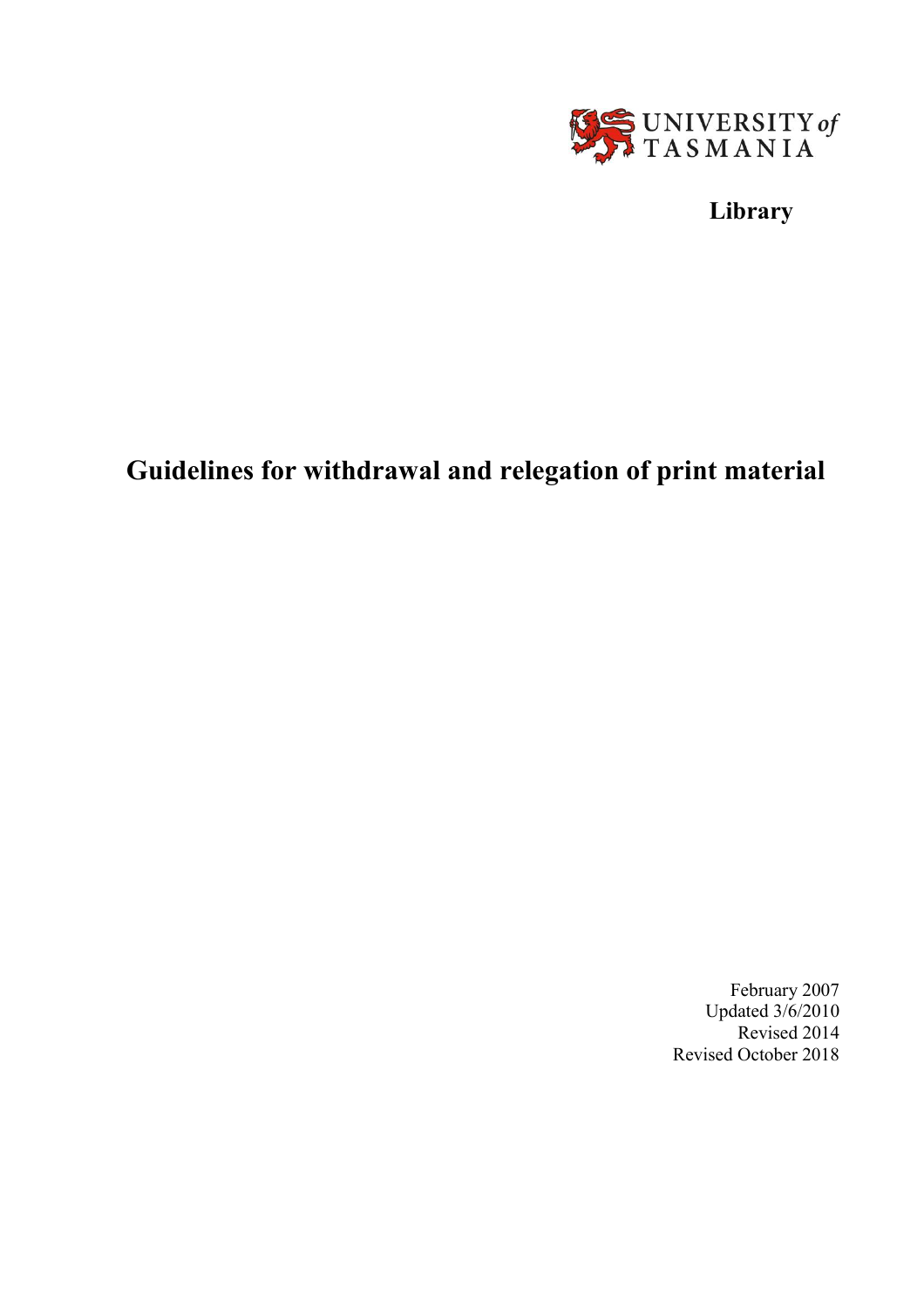UNIVERSITY of TASMANIA

**Library**

# Guidelines for withdrawal and relegation of print material

February 2007
Updated 3/6/2010
Revised 2014
Revised October 2018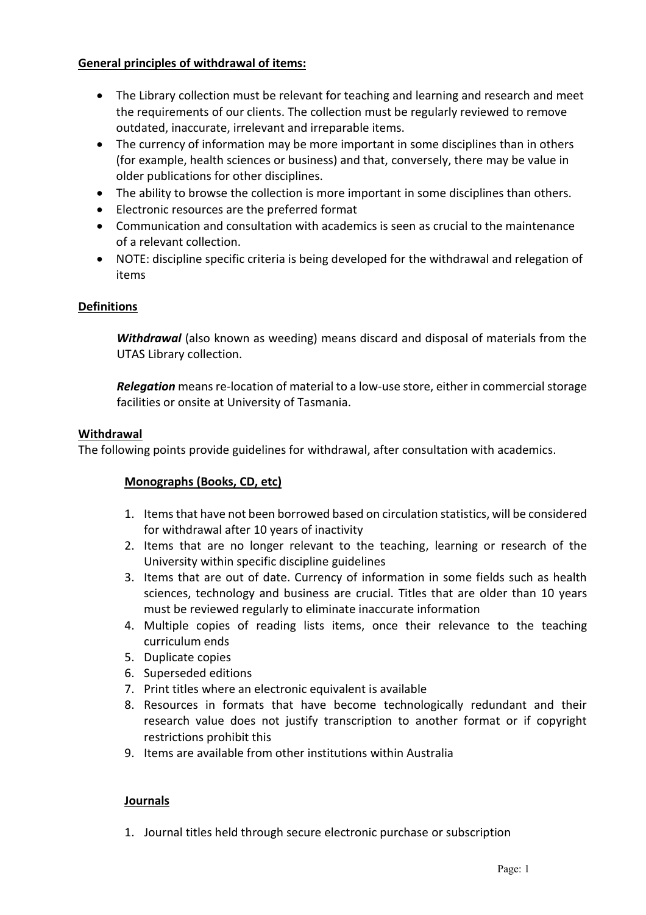**General principles of withdrawal of items:**

- The Library collection must be relevant for teaching and learning and research and meet the requirements of our clients. The collection must be regularly reviewed to remove outdated, inaccurate, irrelevant and irreparable items.
- The currency of information may be more important in some disciplines than in others (for example, health sciences or business) and that, conversely, there may be value in older publications for other disciplines.
- The ability to browse the collection is more important in some disciplines than others.
- Electronic resources are the preferred format
- Communication and consultation with academics is seen as crucial to the maintenance of a relevant collection.
- NOTE: discipline specific criteria is being developed for the withdrawal and relegation of items

**Definitions**

***Withdrawal*** (also known as weeding) means discard and disposal of materials from the UTAS Library collection.

***Relegation*** means re-location of material to a low-use store, either in commercial storage facilities or onsite at University of Tasmania.

**Withdrawal**

The following points provide guidelines for withdrawal, after consultation with academics.

**Monographs (Books, CD, etc)**

1. Items that have not been borrowed based on circulation statistics, will be considered for withdrawal after 10 years of inactivity
2. Items that are no longer relevant to the teaching, learning or research of the University within specific discipline guidelines
3. Items that are out of date. Currency of information in some fields such as health sciences, technology and business are crucial. Titles that are older than 10 years must be reviewed regularly to eliminate inaccurate information
4. Multiple copies of reading lists items, once their relevance to the teaching curriculum ends
5. Duplicate copies
6. Superseded editions
7. Print titles where an electronic equivalent is available
8. Resources in formats that have become technologically redundant and their research value does not justify transcription to another format or if copyright restrictions prohibit this
9. Items are available from other institutions within Australia

**Journals**

1. Journal titles held through secure electronic purchase or subscription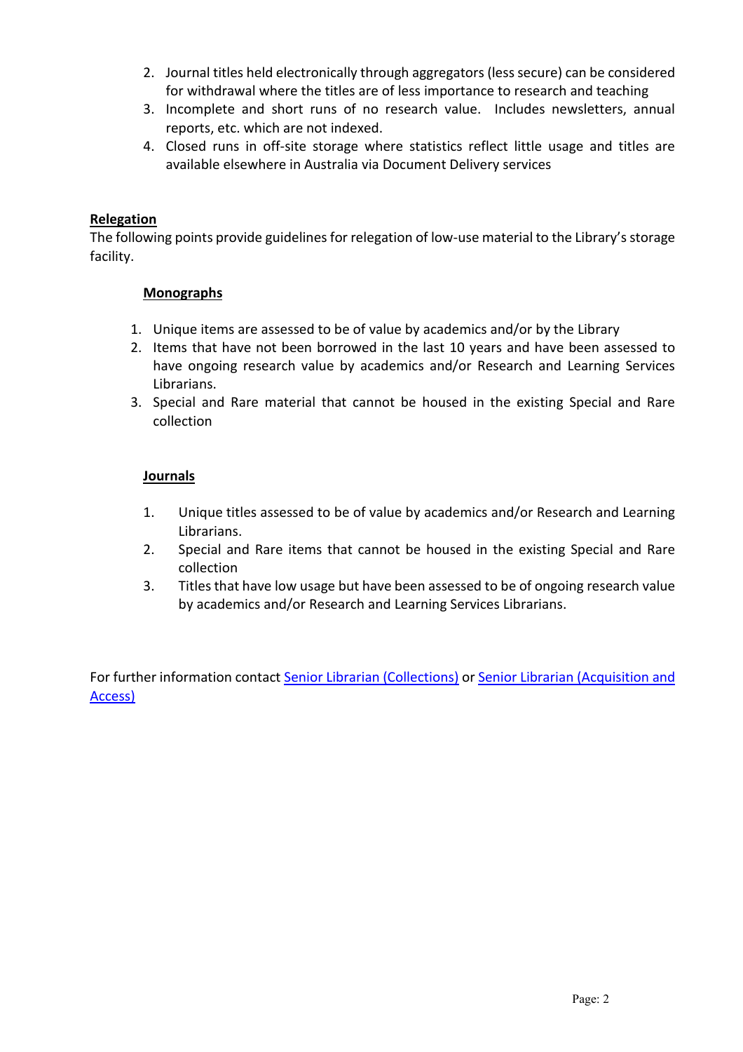2. Journal titles held electronically through aggregators (less secure) can be considered for withdrawal where the titles are of less importance to research and teaching
3. Incomplete and short runs of no research value. Includes newsletters, annual reports, etc. which are not indexed.
4. Closed runs in off-site storage where statistics reflect little usage and titles are available elsewhere in Australia via Document Delivery services

**Relegation**

The following points provide guidelines for relegation of low-use material to the Library's storage facility.

**Monographs**

1. Unique items are assessed to be of value by academics and/or by the Library
2. Items that have not been borrowed in the last 10 years and have been assessed to have ongoing research value by academics and/or Research and Learning Services Librarians.
3. Special and Rare material that cannot be housed in the existing Special and Rare collection

**Journals**

1. Unique titles assessed to be of value by academics and/or Research and Learning Librarians.
2. Special and Rare items that cannot be housed in the existing Special and Rare collection
3. Titles that have low usage but have been assessed to be of ongoing research value by academics and/or Research and Learning Services Librarians.

For further information contact Senior Librarian (Collections) or Senior Librarian (Acquisition and Access)